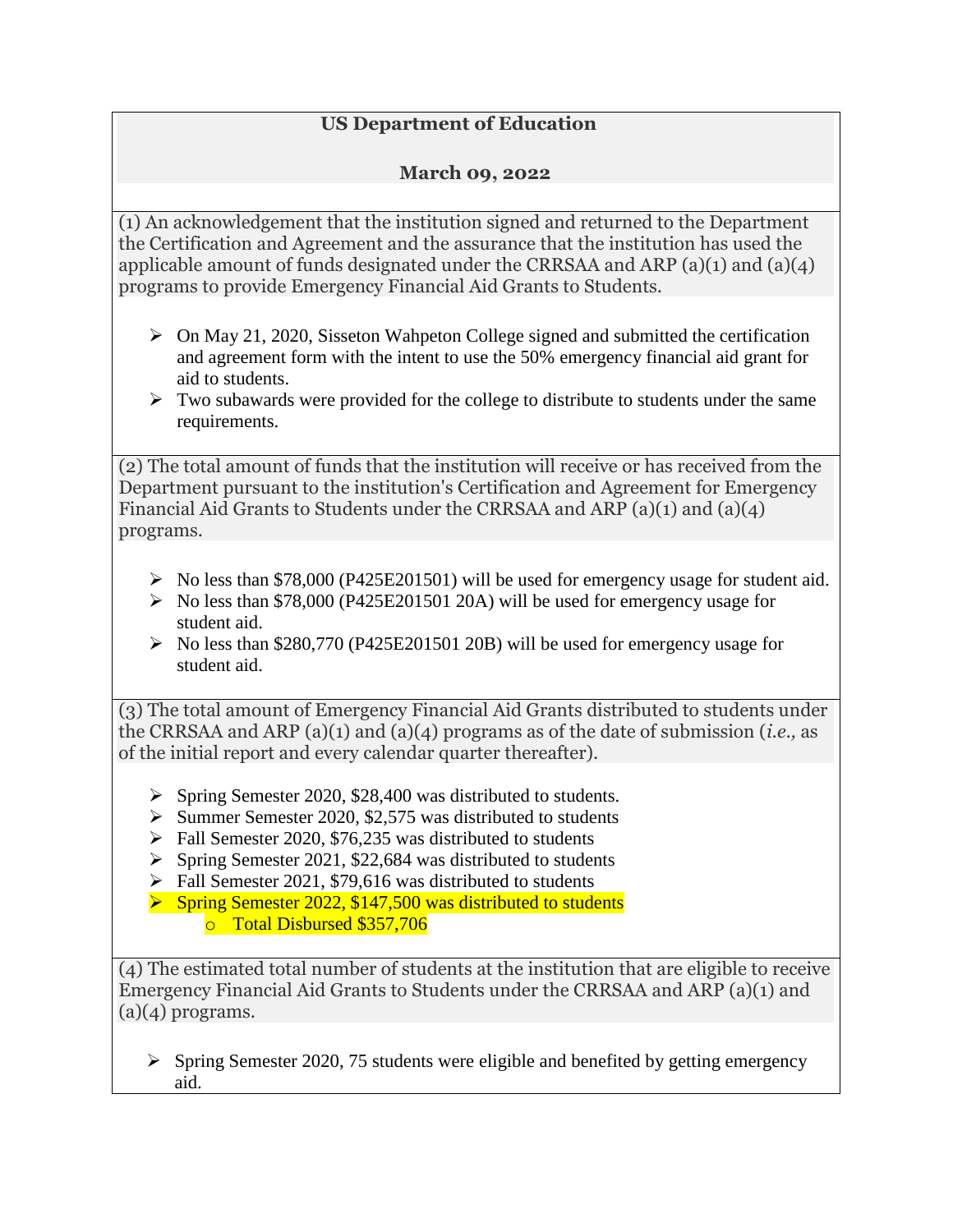**US Department of Education**

**March 09, 2022**

(1) An acknowledgement that the institution signed and returned to the Department the Certification and Agreement and the assurance that the institution has used the applicable amount of funds designated under the CRRSAA and ARP (a)(1) and (a)(4) programs to provide Emergency Financial Aid Grants to Students.

- On May 21, 2020, Sisseton Wahpeton College signed and submitted the certification and agreement form with the intent to use the 50% emergency financial aid grant for aid to students.
- Two subawards were provided for the college to distribute to students under the same requirements.

(2) The total amount of funds that the institution will receive or has received from the Department pursuant to the institution's Certification and Agreement for Emergency Financial Aid Grants to Students under the CRRSAA and ARP (a)(1) and (a)(4) programs.

- No less than $78,000 (P425E201501) will be used for emergency usage for student aid.
- No less than $78,000 (P425E201501 20A) will be used for emergency usage for student aid.
- No less than $280,770 (P425E201501 20B) will be used for emergency usage for student aid.

(3) The total amount of Emergency Financial Aid Grants distributed to students under the CRRSAA and ARP (a)(1) and (a)(4) programs as of the date of submission (*i.e.,* as of the initial report and every calendar quarter thereafter).

- Spring Semester 2020, $28,400 was distributed to students.
- Summer Semester 2020, $2,575 was distributed to students
- Fall Semester 2020, $76,235 was distributed to students
- Spring Semester 2021, $22,684 was distributed to students
- Fall Semester 2021, $79,616 was distributed to students
- Spring Semester 2022, $147,500 was distributed to students
  - Total Disbursed $357,706

(4) The estimated total number of students at the institution that are eligible to receive Emergency Financial Aid Grants to Students under the CRRSAA and ARP (a)(1) and (a)(4) programs.

- Spring Semester 2020, 75 students were eligible and benefited by getting emergency aid.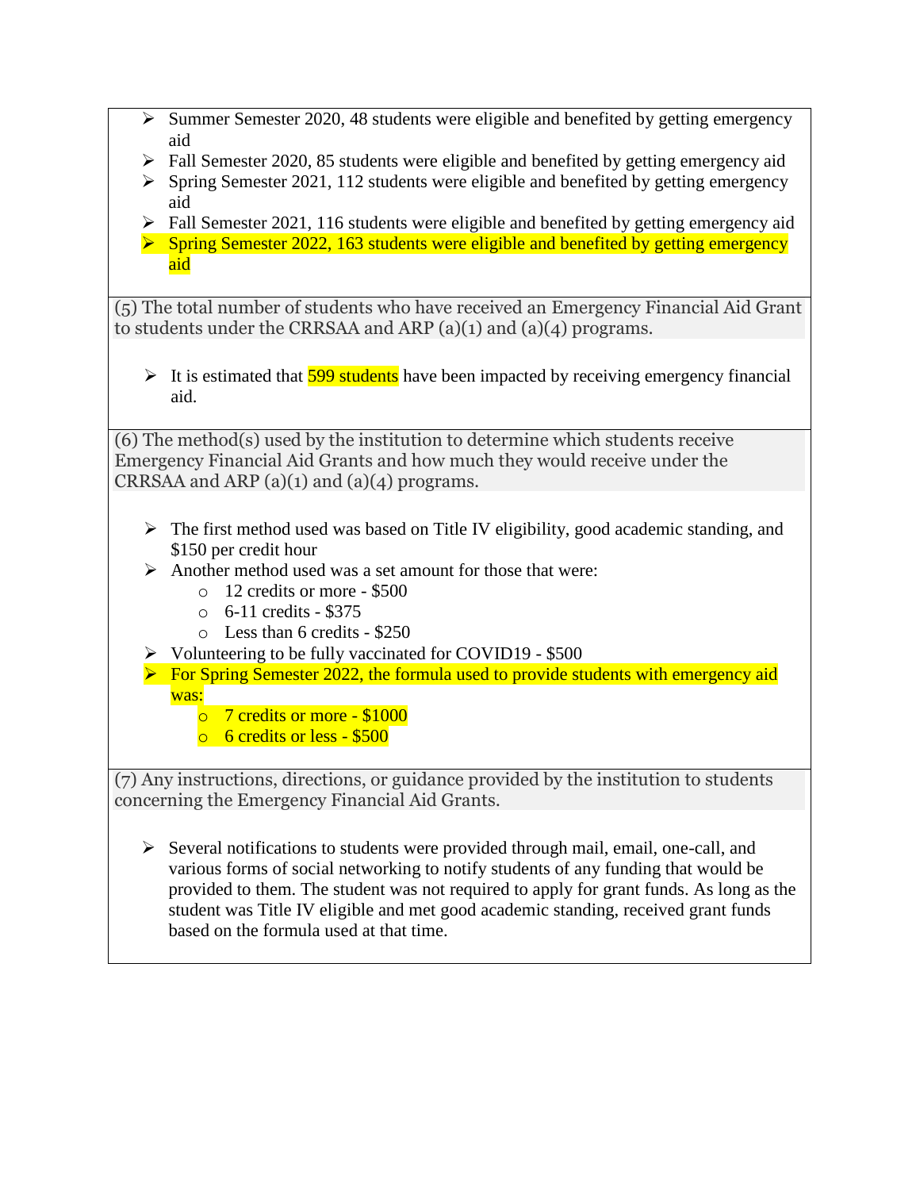- Summer Semester 2020, 48 students were eligible and benefited by getting emergency aid
- Fall Semester 2020, 85 students were eligible and benefited by getting emergency aid
- Spring Semester 2021, 112 students were eligible and benefited by getting emergency aid
- Fall Semester 2021, 116 students were eligible and benefited by getting emergency aid
- Spring Semester 2022, 163 students were eligible and benefited by getting emergency aid

(5) The total number of students who have received an Emergency Financial Aid Grant to students under the CRRSAA and ARP (a)(1) and (a)(4) programs.

- It is estimated that 599 students have been impacted by receiving emergency financial aid.

(6) The method(s) used by the institution to determine which students receive Emergency Financial Aid Grants and how much they would receive under the CRRSAA and ARP (a)(1) and (a)(4) programs.

- The first method used was based on Title IV eligibility, good academic standing, and $150 per credit hour
- Another method used was a set amount for those that were:
  - 12 credits or more - $500
  - 6-11 credits - $375
  - Less than 6 credits - $250
- Volunteering to be fully vaccinated for COVID19 - $500
- For Spring Semester 2022, the formula used to provide students with emergency aid was:
  - 7 credits or more - $1000
  - 6 credits or less - $500

(7) Any instructions, directions, or guidance provided by the institution to students concerning the Emergency Financial Aid Grants.

- Several notifications to students were provided through mail, email, one-call, and various forms of social networking to notify students of any funding that would be provided to them. The student was not required to apply for grant funds. As long as the student was Title IV eligible and met good academic standing, received grant funds based on the formula used at that time.